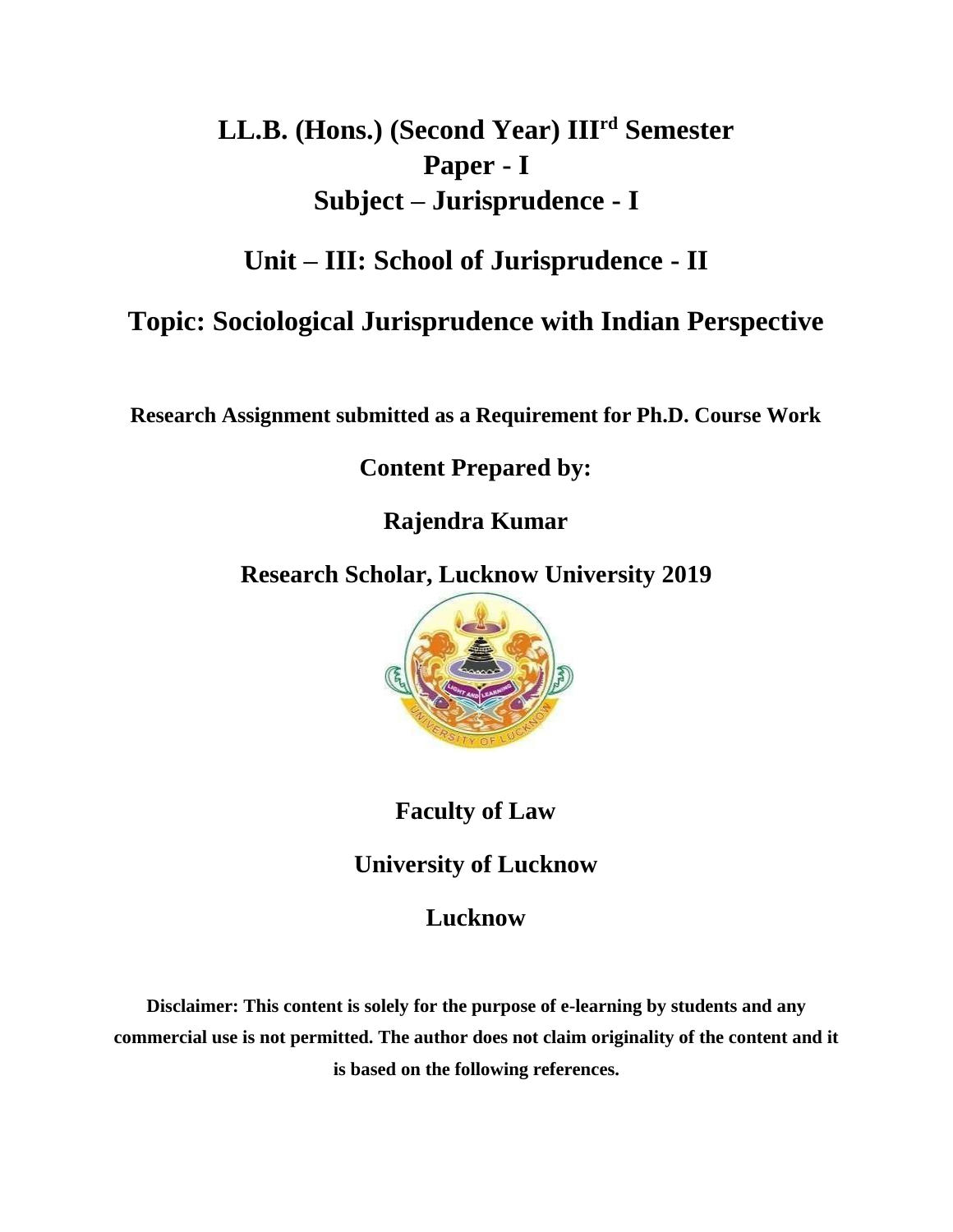# LL.B. (Hons.) (Second Year) III[rd] Semester

# Paper - I

# Subject – Jurisprudence - I

## Unit – III: School of Jurisprudence - II

## Topic: Sociological Jurisprudence with Indian Perspective

**Research Assignment submitted as a Requirement for Ph.D. Course Work**

**Content Prepared by:**

**Rajendra Kumar**

**Research Scholar, Lucknow University 2019**

**Faculty of Law**

**University of Lucknow**

**Lucknow**

**Disclaimer: This content is solely for the purpose of e-learning by students and any commercial use is not permitted. The author does not claim originality of the content and it is based on the following references.**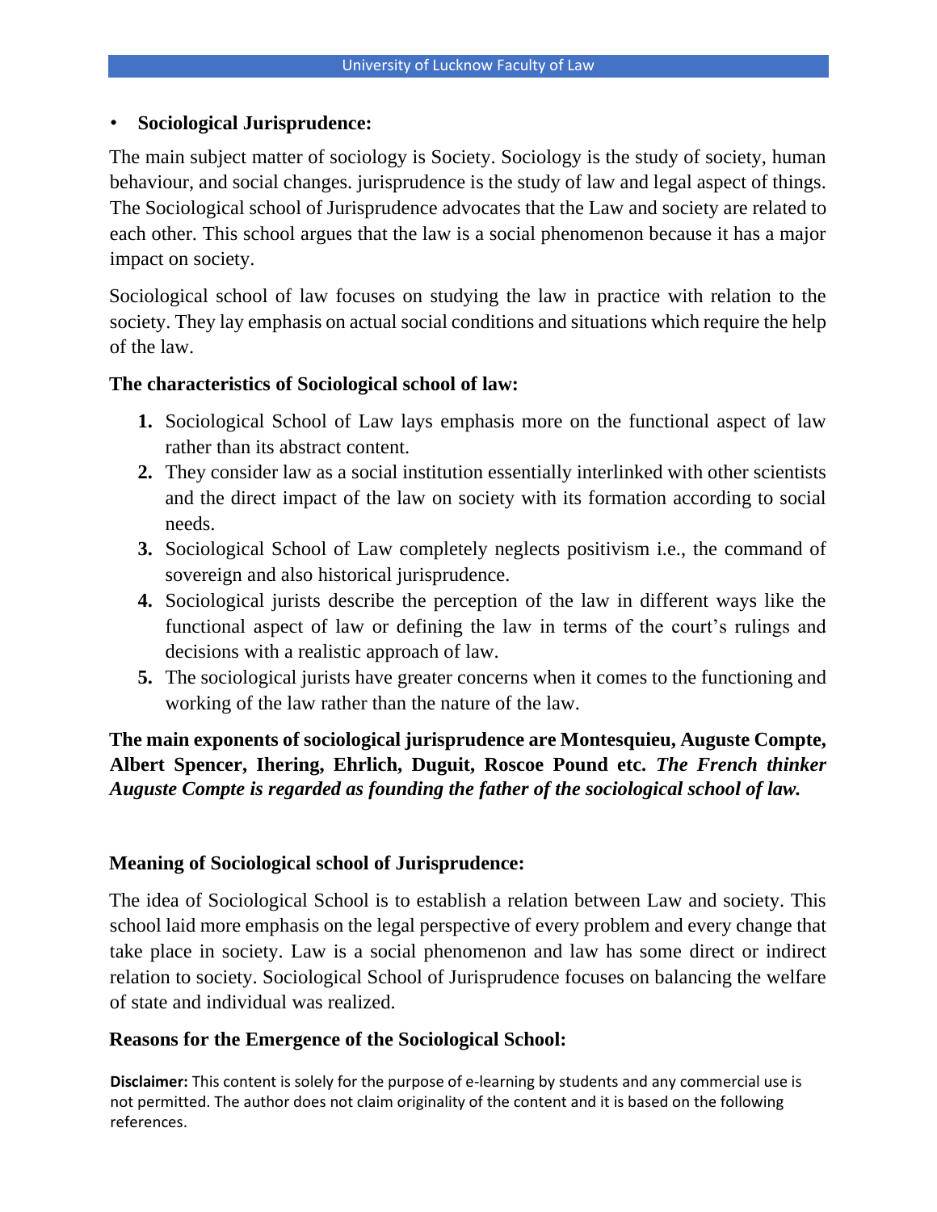- **Sociological Jurisprudence:**

The main subject matter of sociology is Society. Sociology is the study of society, human behaviour, and social changes. jurisprudence is the study of law and legal aspect of things. The Sociological school of Jurisprudence advocates that the Law and society are related to each other. This school argues that the law is a social phenomenon because it has a major impact on society.

Sociological school of law focuses on studying the law in practice with relation to the society. They lay emphasis on actual social conditions and situations which require the help of the law.

**The characteristics of Sociological school of law:**

1. Sociological School of Law lays emphasis more on the functional aspect of law rather than its abstract content.
2. They consider law as a social institution essentially interlinked with other scientists and the direct impact of the law on society with its formation according to social needs.
3. Sociological School of Law completely neglects positivism i.e., the command of sovereign and also historical jurisprudence.
4. Sociological jurists describe the perception of the law in different ways like the functional aspect of law or defining the law in terms of the court's rulings and decisions with a realistic approach of law.
5. The sociological jurists have greater concerns when it comes to the functioning and working of the law rather than the nature of the law.

**The main exponents of sociological jurisprudence are Montesquieu, Auguste Compte, Albert Spencer, Ihering, Ehrlich, Duguit, Roscoe Pound etc.** ***The French thinker Auguste Compte is regarded as founding the father of the sociological school of law.***

**Meaning of Sociological school of Jurisprudence:**

The idea of Sociological School is to establish a relation between Law and society. This school laid more emphasis on the legal perspective of every problem and every change that take place in society. Law is a social phenomenon and law has some direct or indirect relation to society. Sociological School of Jurisprudence focuses on balancing the welfare of state and individual was realized.

**Reasons for the Emergence of the Sociological School:**

**Disclaimer:** This content is solely for the purpose of e-learning by students and any commercial use is not permitted. The author does not claim originality of the content and it is based on the following references.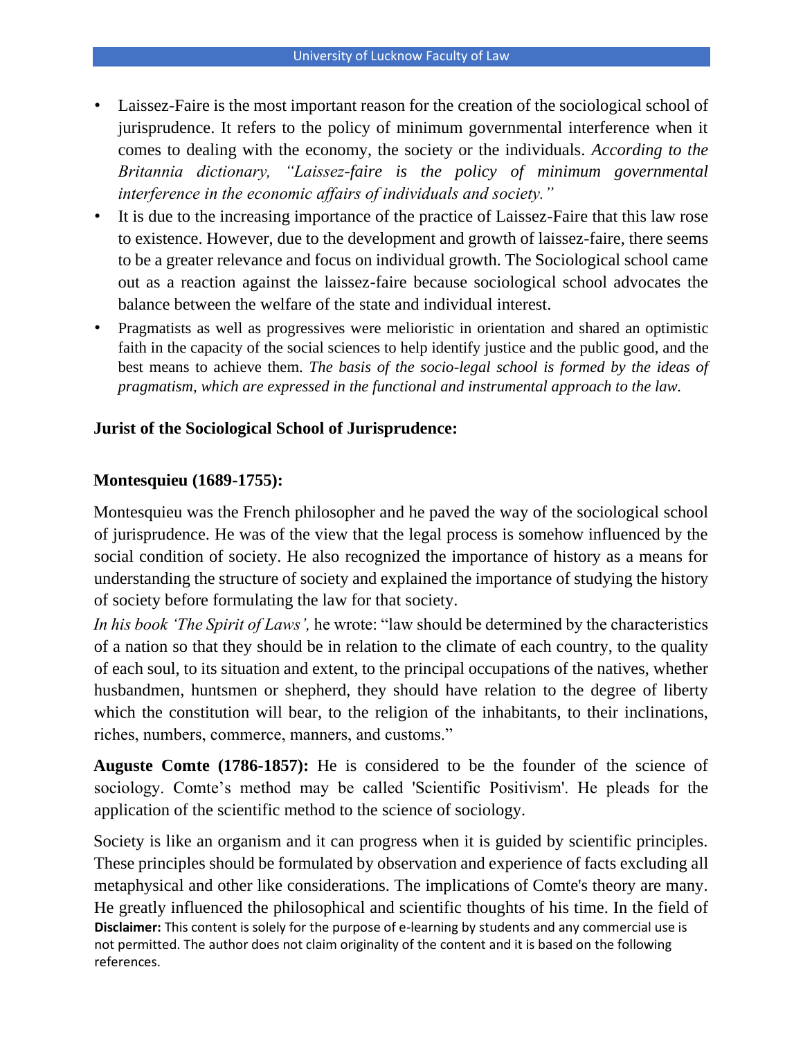- Laissez-Faire is the most important reason for the creation of the sociological school of jurisprudence. It refers to the policy of minimum governmental interference when it comes to dealing with the economy, the society or the individuals. *According to the Britannia dictionary, "Laissez-faire is the policy of minimum governmental interference in the economic affairs of individuals and society."*
- It is due to the increasing importance of the practice of Laissez-Faire that this law rose to existence. However, due to the development and growth of laissez-faire, there seems to be a greater relevance and focus on individual growth. The Sociological school came out as a reaction against the laissez-faire because sociological school advocates the balance between the welfare of the state and individual interest.
- Pragmatists as well as progressives were melioristic in orientation and shared an optimistic faith in the capacity of the social sciences to help identify justice and the public good, and the best means to achieve them. *The basis of the socio-legal school is formed by the ideas of pragmatism, which are expressed in the functional and instrumental approach to the law.*

**Jurist of the Sociological School of Jurisprudence:**

**Montesquieu (1689-1755):**

Montesquieu was the French philosopher and he paved the way of the sociological school of jurisprudence. He was of the view that the legal process is somehow influenced by the social condition of society. He also recognized the importance of history as a means for understanding the structure of society and explained the importance of studying the history of society before formulating the law for that society.

*In his book 'The Spirit of Laws',* he wrote: "law should be determined by the characteristics of a nation so that they should be in relation to the climate of each country, to the quality of each soul, to its situation and extent, to the principal occupations of the natives, whether husbandmen, huntsmen or shepherd, they should have relation to the degree of liberty which the constitution will bear, to the religion of the inhabitants, to their inclinations, riches, numbers, commerce, manners, and customs."

**Auguste Comte (1786-1857):** He is considered to be the founder of the science of sociology. Comte's method may be called 'Scientific Positivism'. He pleads for the application of the scientific method to the science of sociology.

Society is like an organism and it can progress when it is guided by scientific principles. These principles should be formulated by observation and experience of facts excluding all metaphysical and other like considerations. The implications of Comte's theory are many. He greatly influenced the philosophical and scientific thoughts of his time. In the field of

**Disclaimer:** This content is solely for the purpose of e-learning by students and any commercial use is not permitted. The author does not claim originality of the content and it is based on the following references.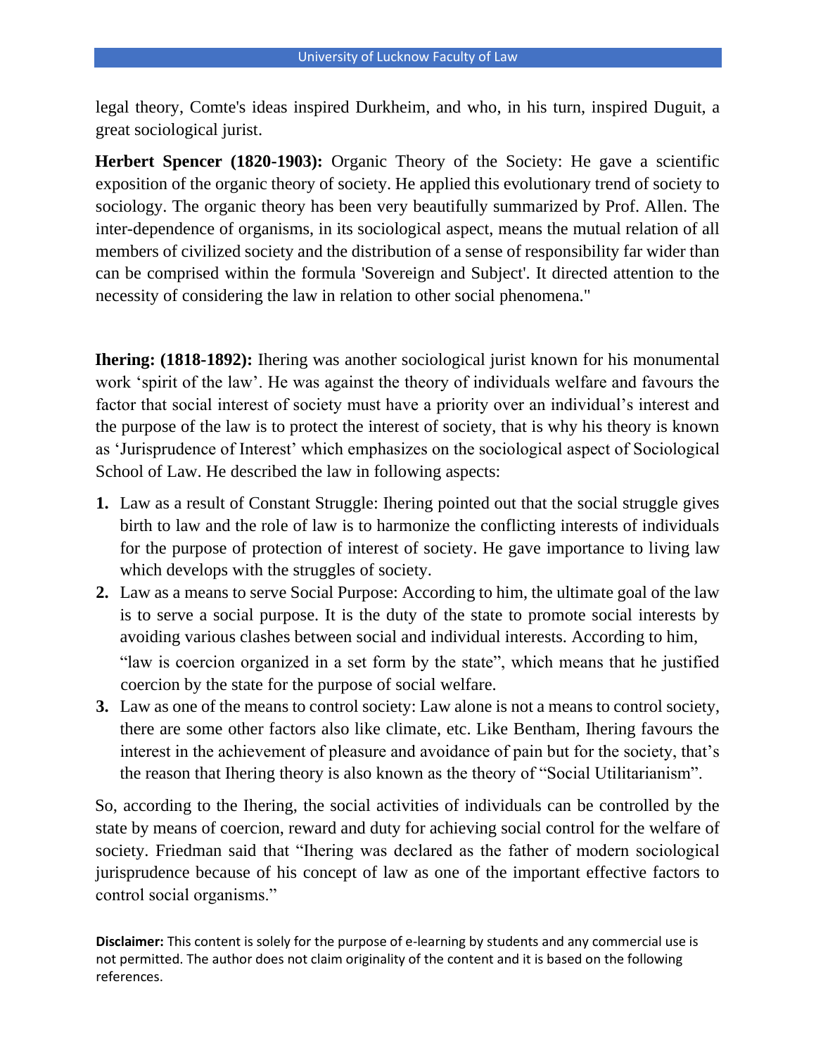legal theory, Comte's ideas inspired Durkheim, and who, in his turn, inspired Duguit, a great sociological jurist.

**Herbert Spencer (1820-1903):** Organic Theory of the Society: He gave a scientific exposition of the organic theory of society. He applied this evolutionary trend of society to sociology. The organic theory has been very beautifully summarized by Prof. Allen. The inter-dependence of organisms, in its sociological aspect, means the mutual relation of all members of civilized society and the distribution of a sense of responsibility far wider than can be comprised within the formula 'Sovereign and Subject'. It directed attention to the necessity of considering the law in relation to other social phenomena."

**Ihering: (1818-1892):** Ihering was another sociological jurist known for his monumental work 'spirit of the law'. He was against the theory of individuals welfare and favours the factor that social interest of society must have a priority over an individual's interest and the purpose of the law is to protect the interest of society, that is why his theory is known as 'Jurisprudence of Interest' which emphasizes on the sociological aspect of Sociological School of Law. He described the law in following aspects:

1. Law as a result of Constant Struggle: Ihering pointed out that the social struggle gives birth to law and the role of law is to harmonize the conflicting interests of individuals for the purpose of protection of interest of society. He gave importance to living law which develops with the struggles of society.
2. Law as a means to serve Social Purpose: According to him, the ultimate goal of the law is to serve a social purpose. It is the duty of the state to promote social interests by avoiding various clashes between social and individual interests. According to him, "law is coercion organized in a set form by the state", which means that he justified coercion by the state for the purpose of social welfare.
3. Law as one of the means to control society: Law alone is not a means to control society, there are some other factors also like climate, etc. Like Bentham, Ihering favours the interest in the achievement of pleasure and avoidance of pain but for the society, that's the reason that Ihering theory is also known as the theory of "Social Utilitarianism".

So, according to the Ihering, the social activities of individuals can be controlled by the state by means of coercion, reward and duty for achieving social control for the welfare of society. Friedman said that "Ihering was declared as the father of modern sociological jurisprudence because of his concept of law as one of the important effective factors to control social organisms."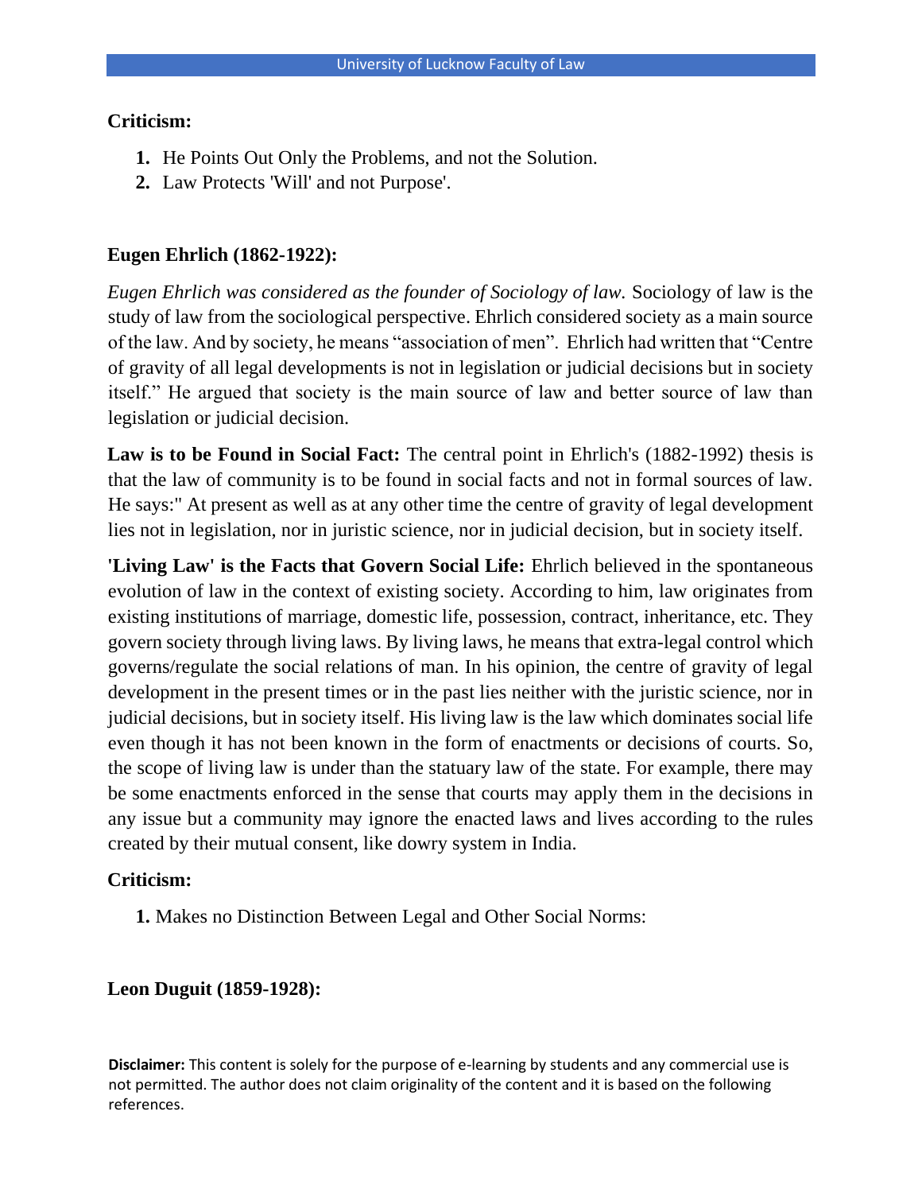**Criticism:**

1. He Points Out Only the Problems, and not the Solution.
2. Law Protects 'Will' and not Purpose'.

**Eugen Ehrlich (1862-1922):**

*Eugen Ehrlich was considered as the founder of Sociology of law.* Sociology of law is the study of law from the sociological perspective. Ehrlich considered society as a main source of the law. And by society, he means "association of men". Ehrlich had written that "Centre of gravity of all legal developments is not in legislation or judicial decisions but in society itself." He argued that society is the main source of law and better source of law than legislation or judicial decision.

**Law is to be Found in Social Fact:** The central point in Ehrlich's (1882-1992) thesis is that the law of community is to be found in social facts and not in formal sources of law. He says:" At present as well as at any other time the centre of gravity of legal development lies not in legislation, nor in juristic science, nor in judicial decision, but in society itself.

**'Living Law' is the Facts that Govern Social Life:** Ehrlich believed in the spontaneous evolution of law in the context of existing society. According to him, law originates from existing institutions of marriage, domestic life, possession, contract, inheritance, etc. They govern society through living laws. By living laws, he means that extra-legal control which governs/regulate the social relations of man. In his opinion, the centre of gravity of legal development in the present times or in the past lies neither with the juristic science, nor in judicial decisions, but in society itself. His living law is the law which dominates social life even though it has not been known in the form of enactments or decisions of courts. So, the scope of living law is under than the statuary law of the state. For example, there may be some enactments enforced in the sense that courts may apply them in the decisions in any issue but a community may ignore the enacted laws and lives according to the rules created by their mutual consent, like dowry system in India.

**Criticism:**

1. Makes no Distinction Between Legal and Other Social Norms:

**Leon Duguit (1859-1928):**

**Disclaimer:** This content is solely for the purpose of e-learning by students and any commercial use is not permitted. The author does not claim originality of the content and it is based on the following references.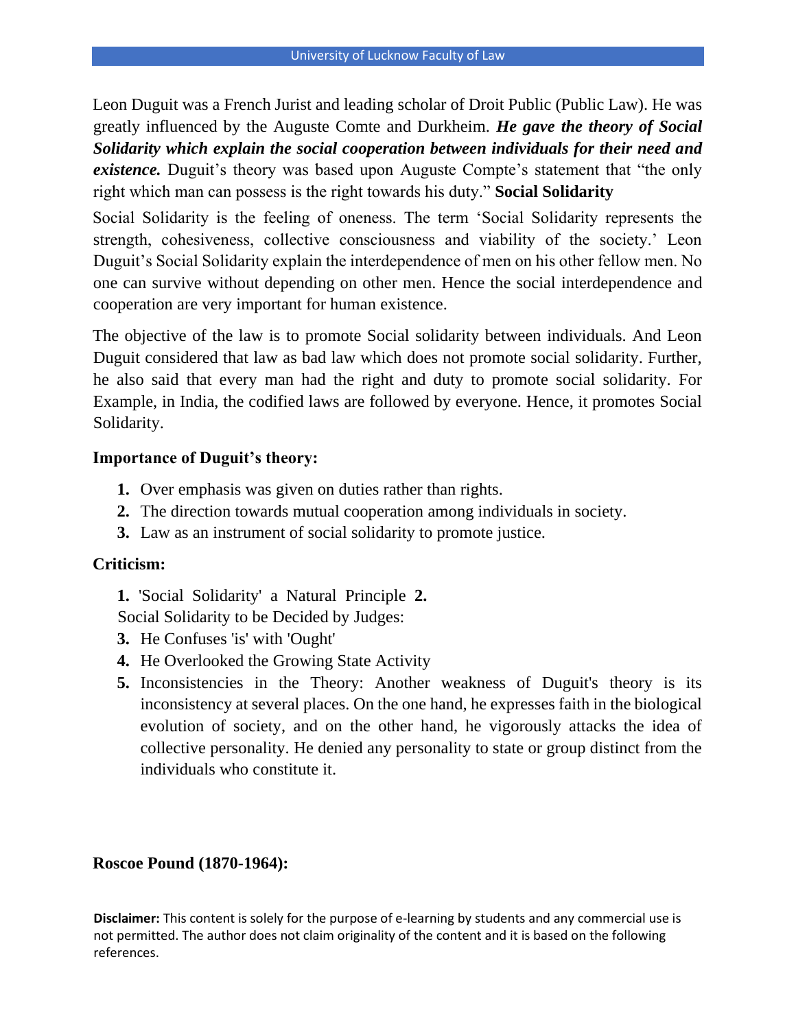Leon Duguit was a French Jurist and leading scholar of Droit Public (Public Law). He was greatly influenced by the Auguste Comte and Durkheim. ***He gave the theory of Social Solidarity which explain the social cooperation between individuals for their need and existence.*** Duguit's theory was based upon Auguste Compte's statement that "the only right which man can possess is the right towards his duty." **Social Solidarity**

Social Solidarity is the feeling of oneness. The term 'Social Solidarity represents the strength, cohesiveness, collective consciousness and viability of the society.' Leon Duguit's Social Solidarity explain the interdependence of men on his other fellow men. No one can survive without depending on other men. Hence the social interdependence and cooperation are very important for human existence.

The objective of the law is to promote Social solidarity between individuals. And Leon Duguit considered that law as bad law which does not promote social solidarity. Further, he also said that every man had the right and duty to promote social solidarity. For Example, in India, the codified laws are followed by everyone. Hence, it promotes Social Solidarity.

**Importance of Duguit's theory:**

1. Over emphasis was given on duties rather than rights.
2. The direction towards mutual cooperation among individuals in society.
3. Law as an instrument of social solidarity to promote justice.

**Criticism:**

1. 'Social Solidarity' a Natural Principle
2. Social Solidarity to be Decided by Judges:
3. He Confuses 'is' with 'Ought'
4. He Overlooked the Growing State Activity
5. Inconsistencies in the Theory: Another weakness of Duguit's theory is its inconsistency at several places. On the one hand, he expresses faith in the biological evolution of society, and on the other hand, he vigorously attacks the idea of collective personality. He denied any personality to state or group distinct from the individuals who constitute it.

**Roscoe Pound (1870-1964):**

**Disclaimer:** This content is solely for the purpose of e-learning by students and any commercial use is not permitted. The author does not claim originality of the content and it is based on the following references.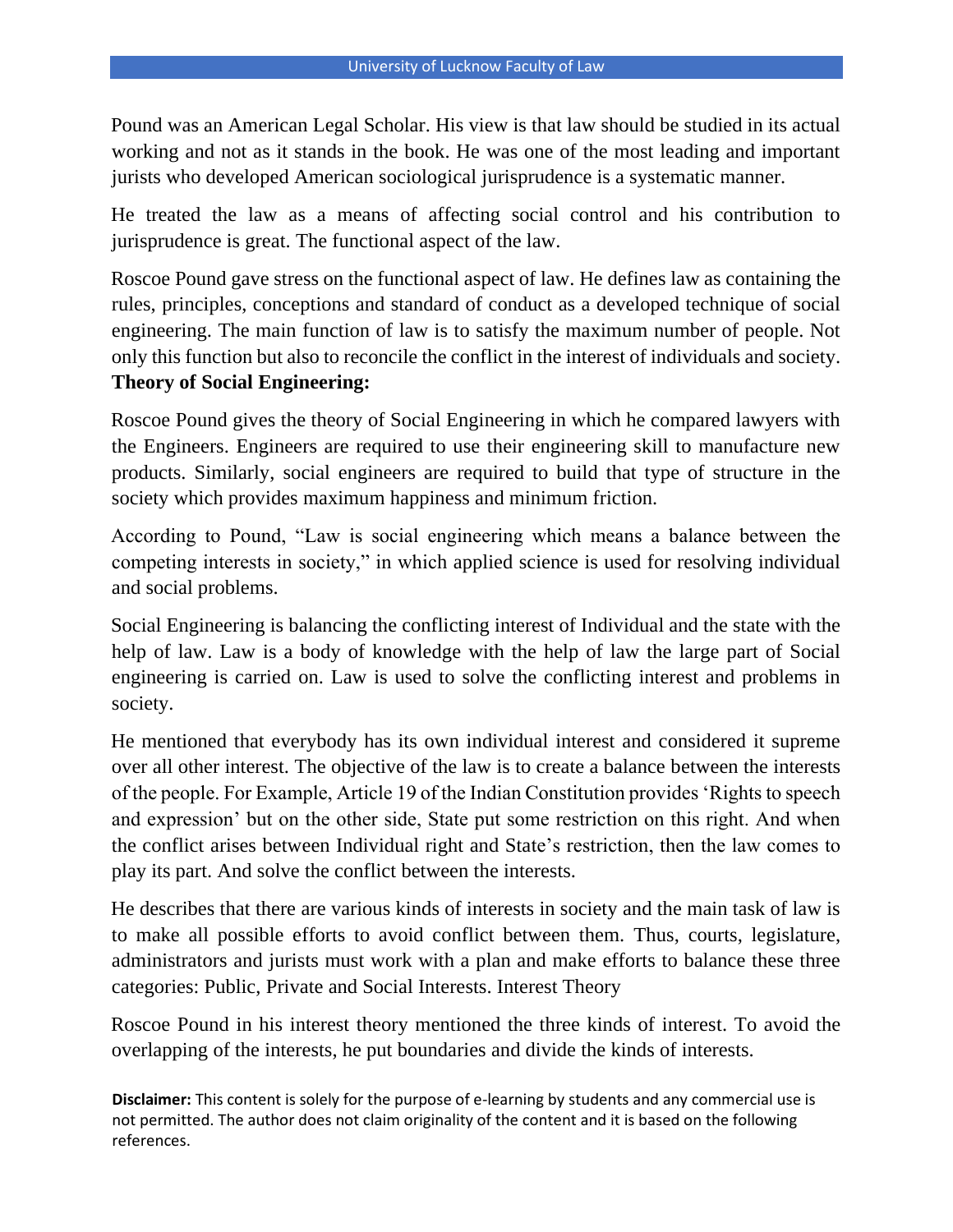Pound was an American Legal Scholar. His view is that law should be studied in its actual working and not as it stands in the book. He was one of the most leading and important jurists who developed American sociological jurisprudence is a systematic manner.

He treated the law as a means of affecting social control and his contribution to jurisprudence is great. The functional aspect of the law.

Roscoe Pound gave stress on the functional aspect of law. He defines law as containing the rules, principles, conceptions and standard of conduct as a developed technique of social engineering. The main function of law is to satisfy the maximum number of people. Not only this function but also to reconcile the conflict in the interest of individuals and society.

**Theory of Social Engineering:**

Roscoe Pound gives the theory of Social Engineering in which he compared lawyers with the Engineers. Engineers are required to use their engineering skill to manufacture new products. Similarly, social engineers are required to build that type of structure in the society which provides maximum happiness and minimum friction.

According to Pound, "Law is social engineering which means a balance between the competing interests in society," in which applied science is used for resolving individual and social problems.

Social Engineering is balancing the conflicting interest of Individual and the state with the help of law. Law is a body of knowledge with the help of law the large part of Social engineering is carried on. Law is used to solve the conflicting interest and problems in society.

He mentioned that everybody has its own individual interest and considered it supreme over all other interest. The objective of the law is to create a balance between the interests of the people. For Example, Article 19 of the Indian Constitution provides 'Rights to speech and expression' but on the other side, State put some restriction on this right. And when the conflict arises between Individual right and State's restriction, then the law comes to play its part. And solve the conflict between the interests.

He describes that there are various kinds of interests in society and the main task of law is to make all possible efforts to avoid conflict between them. Thus, courts, legislature, administrators and jurists must work with a plan and make efforts to balance these three categories: Public, Private and Social Interests. Interest Theory

Roscoe Pound in his interest theory mentioned the three kinds of interest. To avoid the overlapping of the interests, he put boundaries and divide the kinds of interests.

**Disclaimer:** This content is solely for the purpose of e-learning by students and any commercial use is not permitted. The author does not claim originality of the content and it is based on the following references.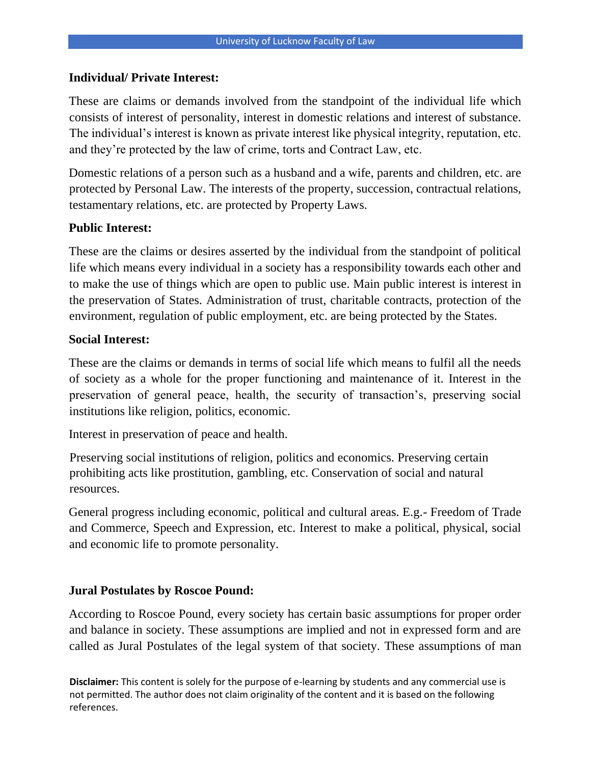**Individual/ Private Interest:**

These are claims or demands involved from the standpoint of the individual life which consists of interest of personality, interest in domestic relations and interest of substance. The individual's interest is known as private interest like physical integrity, reputation, etc. and they're protected by the law of crime, torts and Contract Law, etc.

Domestic relations of a person such as a husband and a wife, parents and children, etc. are protected by Personal Law. The interests of the property, succession, contractual relations, testamentary relations, etc. are protected by Property Laws.

**Public Interest:**

These are the claims or desires asserted by the individual from the standpoint of political life which means every individual in a society has a responsibility towards each other and to make the use of things which are open to public use. Main public interest is interest in the preservation of States. Administration of trust, charitable contracts, protection of the environment, regulation of public employment, etc. are being protected by the States.

**Social Interest:**

These are the claims or demands in terms of social life which means to fulfil all the needs of society as a whole for the proper functioning and maintenance of it. Interest in the preservation of general peace, health, the security of transaction's, preserving social institutions like religion, politics, economic.

Interest in preservation of peace and health.

Preserving social institutions of religion, politics and economics. Preserving certain prohibiting acts like prostitution, gambling, etc. Conservation of social and natural resources.

General progress including economic, political and cultural areas. E.g.- Freedom of Trade and Commerce, Speech and Expression, etc. Interest to make a political, physical, social and economic life to promote personality.

**Jural Postulates by Roscoe Pound:**

According to Roscoe Pound, every society has certain basic assumptions for proper order and balance in society. These assumptions are implied and not in expressed form and are called as Jural Postulates of the legal system of that society. These assumptions of man

**Disclaimer:** This content is solely for the purpose of e-learning by students and any commercial use is not permitted. The author does not claim originality of the content and it is based on the following references.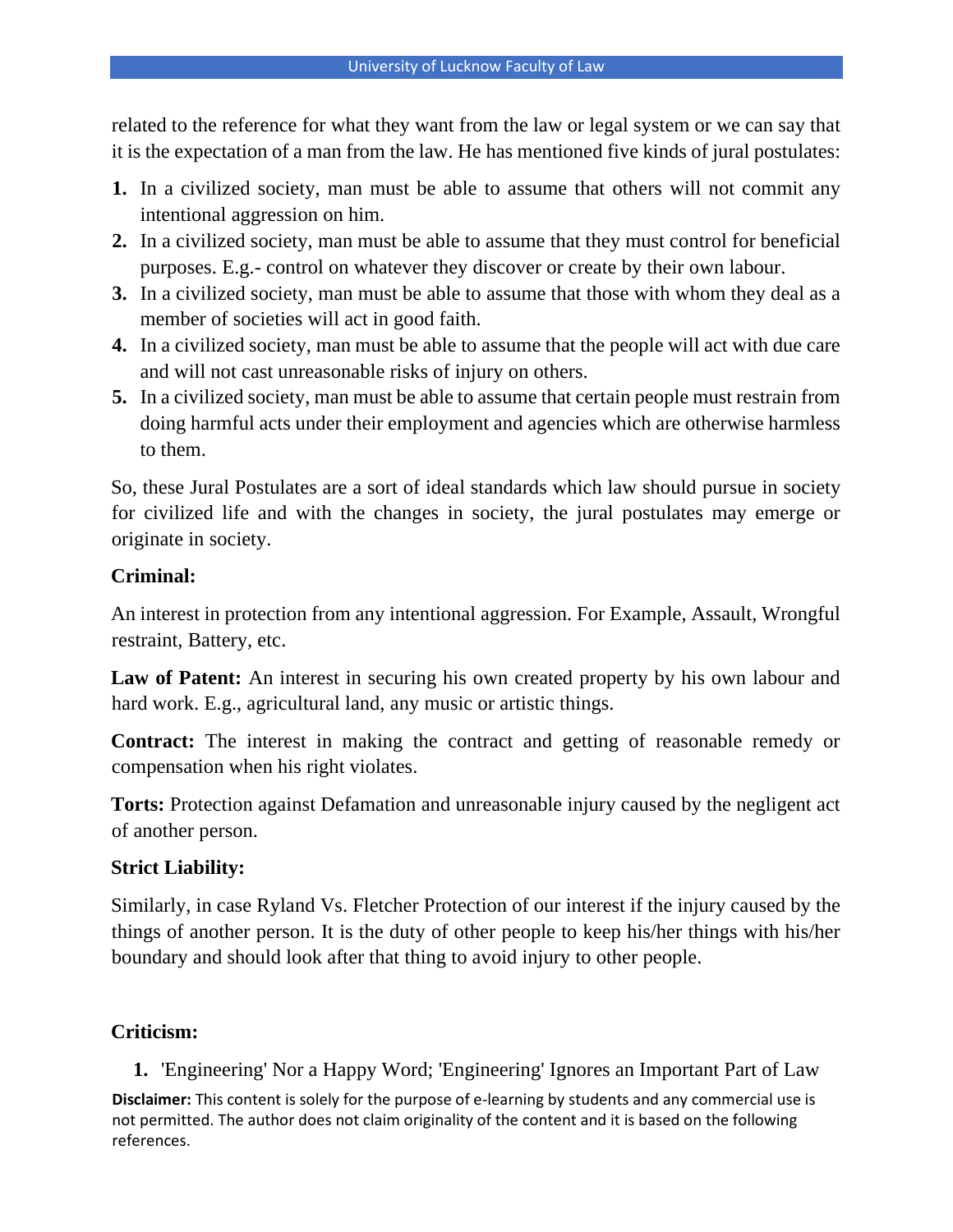related to the reference for what they want from the law or legal system or we can say that it is the expectation of a man from the law. He has mentioned five kinds of jural postulates:

1. In a civilized society, man must be able to assume that others will not commit any intentional aggression on him.
2. In a civilized society, man must be able to assume that they must control for beneficial purposes. E.g.- control on whatever they discover or create by their own labour.
3. In a civilized society, man must be able to assume that those with whom they deal as a member of societies will act in good faith.
4. In a civilized society, man must be able to assume that the people will act with due care and will not cast unreasonable risks of injury on others.
5. In a civilized society, man must be able to assume that certain people must restrain from doing harmful acts under their employment and agencies which are otherwise harmless to them.

So, these Jural Postulates are a sort of ideal standards which law should pursue in society for civilized life and with the changes in society, the jural postulates may emerge or originate in society.

**Criminal:**

An interest in protection from any intentional aggression. For Example, Assault, Wrongful restraint, Battery, etc.

**Law of Patent:** An interest in securing his own created property by his own labour and hard work. E.g., agricultural land, any music or artistic things.

**Contract:** The interest in making the contract and getting of reasonable remedy or compensation when his right violates.

**Torts:** Protection against Defamation and unreasonable injury caused by the negligent act of another person.

**Strict Liability:**

Similarly, in case Ryland Vs. Fletcher Protection of our interest if the injury caused by the things of another person. It is the duty of other people to keep his/her things with his/her boundary and should look after that thing to avoid injury to other people.

**Criticism:**

1. 'Engineering' Nor a Happy Word; 'Engineering' Ignores an Important Part of Law

**Disclaimer:** This content is solely for the purpose of e-learning by students and any commercial use is not permitted. The author does not claim originality of the content and it is based on the following references.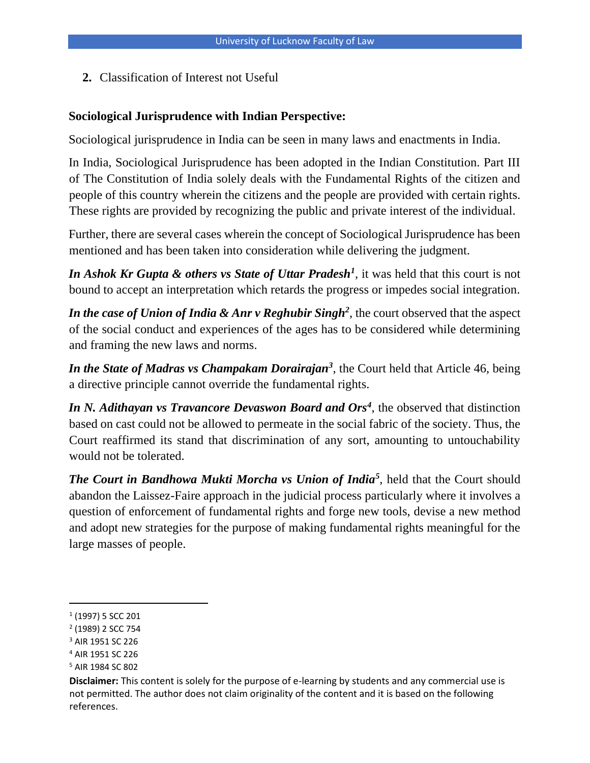2. Classification of Interest not Useful

**Sociological Jurisprudence with Indian Perspective:**

Sociological jurisprudence in India can be seen in many laws and enactments in India.

In India, Sociological Jurisprudence has been adopted in the Indian Constitution. Part III of The Constitution of India solely deals with the Fundamental Rights of the citizen and people of this country wherein the citizens and the people are provided with certain rights. These rights are provided by recognizing the public and private interest of the individual.

Further, there are several cases wherein the concept of Sociological Jurisprudence has been mentioned and has been taken into consideration while delivering the judgment.

***In Ashok Kr Gupta & others vs State of Uttar Pradesh***[1], it was held that this court is not bound to accept an interpretation which retards the progress or impedes social integration.

***In the case of Union of India & Anr v Reghubir Singh***[2], the court observed that the aspect of the social conduct and experiences of the ages has to be considered while determining and framing the new laws and norms.

***In the State of Madras vs Champakam Dorairajan***[3], the Court held that Article 46, being a directive principle cannot override the fundamental rights.

***In N. Adithayan vs Travancore Devaswon Board and Ors***[4], the observed that distinction based on cast could not be allowed to permeate in the social fabric of the society. Thus, the Court reaffirmed its stand that discrimination of any sort, amounting to untouchability would not be tolerated.

***The Court in Bandhowa Mukti Morcha vs Union of India***[5], held that the Court should abandon the Laissez-Faire approach in the judicial process particularly where it involves a question of enforcement of fundamental rights and forge new tools, devise a new method and adopt new strategies for the purpose of making fundamental rights meaningful for the large masses of people.

---

[1] (1997) 5 SCC 201

[2] (1989) 2 SCC 754

[3] AIR 1951 SC 226

[4] AIR 1951 SC 226

[5] AIR 1984 SC 802

**Disclaimer:** This content is solely for the purpose of e-learning by students and any commercial use is not permitted. The author does not claim originality of the content and it is based on the following references.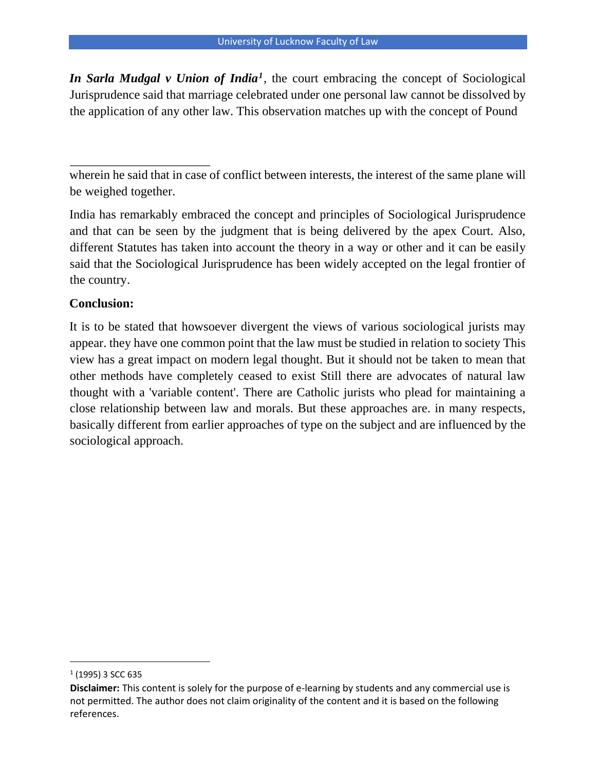*In Sarla Mudgal v Union of India*[1], the court embracing the concept of Sociological Jurisprudence said that marriage celebrated under one personal law cannot be dissolved by the application of any other law. This observation matches up with the concept of Pound

wherein he said that in case of conflict between interests, the interest of the same plane will be weighed together.

India has remarkably embraced the concept and principles of Sociological Jurisprudence and that can be seen by the judgment that is being delivered by the apex Court. Also, different Statutes has taken into account the theory in a way or other and it can be easily said that the Sociological Jurisprudence has been widely accepted on the legal frontier of the country.

**Conclusion:**

It is to be stated that howsoever divergent the views of various sociological jurists may appear. they have one common point that the law must be studied in relation to society This view has a great impact on modern legal thought. But it should not be taken to mean that other methods have completely ceased to exist Still there are advocates of natural law thought with a 'variable content'. There are Catholic jurists who plead for maintaining a close relationship between law and morals. But these approaches are. in many respects, basically different from earlier approaches of type on the subject and are influenced by the sociological approach.

[1] (1995) 3 SCC 635

**Disclaimer:** This content is solely for the purpose of e-learning by students and any commercial use is not permitted. The author does not claim originality of the content and it is based on the following references.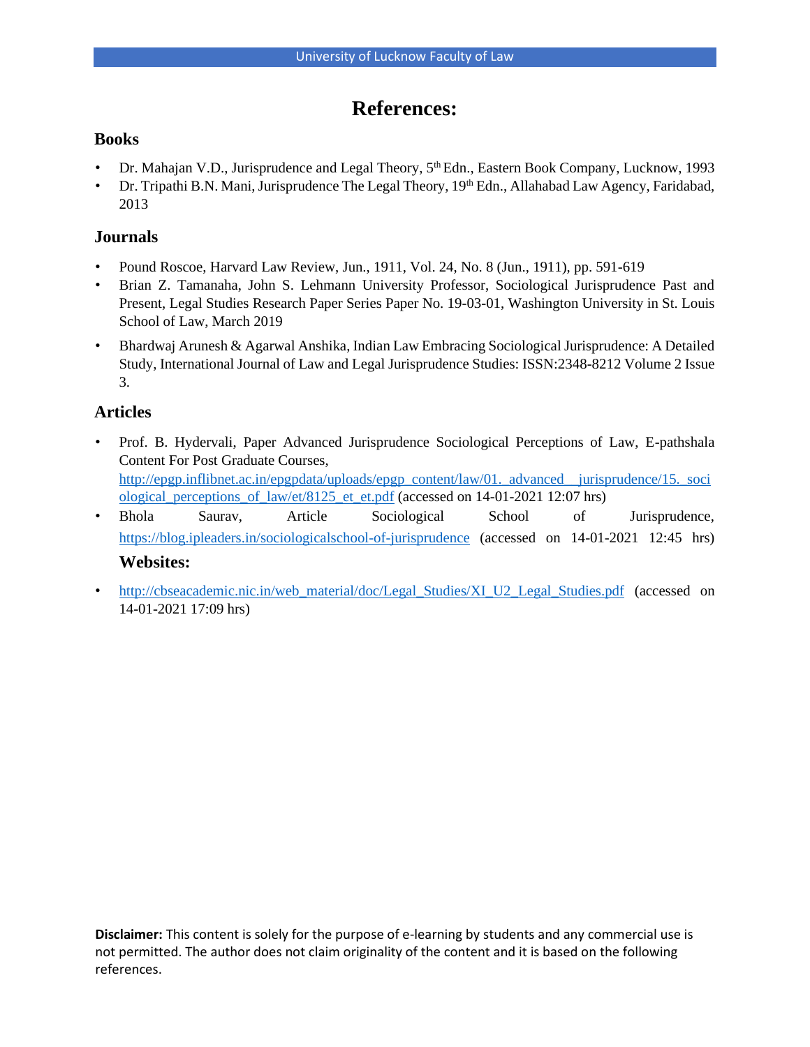# References:

## Books

- Dr. Mahajan V.D., Jurisprudence and Legal Theory, 5th Edn., Eastern Book Company, Lucknow, 1993
- Dr. Tripathi B.N. Mani, Jurisprudence The Legal Theory, 19th Edn., Allahabad Law Agency, Faridabad, 2013

## Journals

- Pound Roscoe, Harvard Law Review, Jun., 1911, Vol. 24, No. 8 (Jun., 1911), pp. 591-619
- Brian Z. Tamanaha, John S. Lehmann University Professor, Sociological Jurisprudence Past and Present, Legal Studies Research Paper Series Paper No. 19-03-01, Washington University in St. Louis School of Law, March 2019
- Bhardwaj Arunesh & Agarwal Anshika, Indian Law Embracing Sociological Jurisprudence: A Detailed Study, International Journal of Law and Legal Jurisprudence Studies: ISSN:2348-8212 Volume 2 Issue 3.

## Articles

- Prof. B. Hydervali, Paper Advanced Jurisprudence Sociological Perceptions of Law, E-pathshala Content For Post Graduate Courses, http://epgp.inflibnet.ac.in/epgpdata/uploads/epgp_content/law/01._advanced__jurisprudence/15._sociological_perceptions_of_law/et/8125_et_et.pdf (accessed on 14-01-2021 12:07 hrs)
- Bhola Saurav, Article Sociological School of Jurisprudence, https://blog.ipleaders.in/sociologicalschool-of-jurisprudence (accessed on 14-01-2021 12:45 hrs)

## Websites:

- http://cbseacademic.nic.in/web_material/doc/Legal_Studies/XI_U2_Legal_Studies.pdf (accessed on 14-01-2021 17:09 hrs)

**Disclaimer:** This content is solely for the purpose of e-learning by students and any commercial use is not permitted. The author does not claim originality of the content and it is based on the following references.